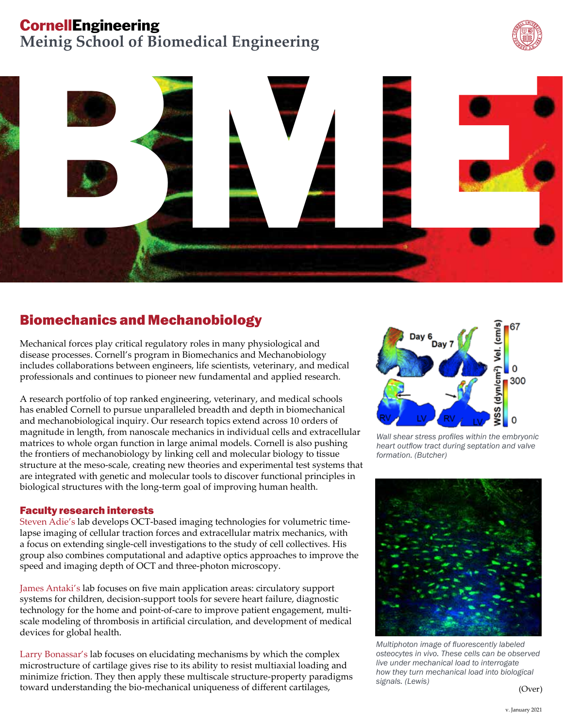# CornellEngineering
## Meinig School of Biomedical Engineering

# BME

## Biomechanics and Mechanobiology

Mechanical forces play critical regulatory roles in many physiological and disease processes. Cornell's program in Biomechanics and Mechanobiology includes collaborations between engineers, life scientists, veterinary, and medical professionals and continues to pioneer new fundamental and applied research.

A research portfolio of top ranked engineering, veterinary, and medical schools has enabled Cornell to pursue unparalleled breadth and depth in biomechanical and mechanobiological inquiry. Our research topics extend across 10 orders of magnitude in length, from nanoscale mechanics in individual cells and extracellular matrices to whole organ function in large animal models. Cornell is also pushing the frontiers of mechanobiology by linking cell and molecular biology to tissue structure at the meso-scale, creating new theories and experimental test systems that are integrated with genetic and molecular tools to discover functional principles in biological structures with the long-term goal of improving human health.

*Wall shear stress profiles within the embryonic heart outflow tract during septation and valve formation. (Butcher)*

*Multiphoton image of fluorescently labeled osteocytes in vivo. These cells can be observed live under mechanical load to interrogate how they turn mechanical load into biological signals. (Lewis)*

### Faculty research interests

Steven Adie's lab develops OCT-based imaging technologies for volumetric time-lapse imaging of cellular traction forces and extracellular matrix mechanics, with a focus on extending single-cell investigations to the study of cell collectives. His group also combines computational and adaptive optics approaches to improve the speed and imaging depth of OCT and three-photon microscopy.

James Antaki's lab focuses on five main application areas: circulatory support systems for children, decision-support tools for severe heart failure, diagnostic technology for the home and point-of-care to improve patient engagement, multi-scale modeling of thrombosis in artificial circulation, and development of medical devices for global health.

Larry Bonassar's lab focuses on elucidating mechanisms by which the complex microstructure of cartilage gives rise to its ability to resist multiaxial loading and minimize friction. They then apply these multiscale structure-property paradigms toward understanding the bio-mechanical uniqueness of different cartilages,

(Over)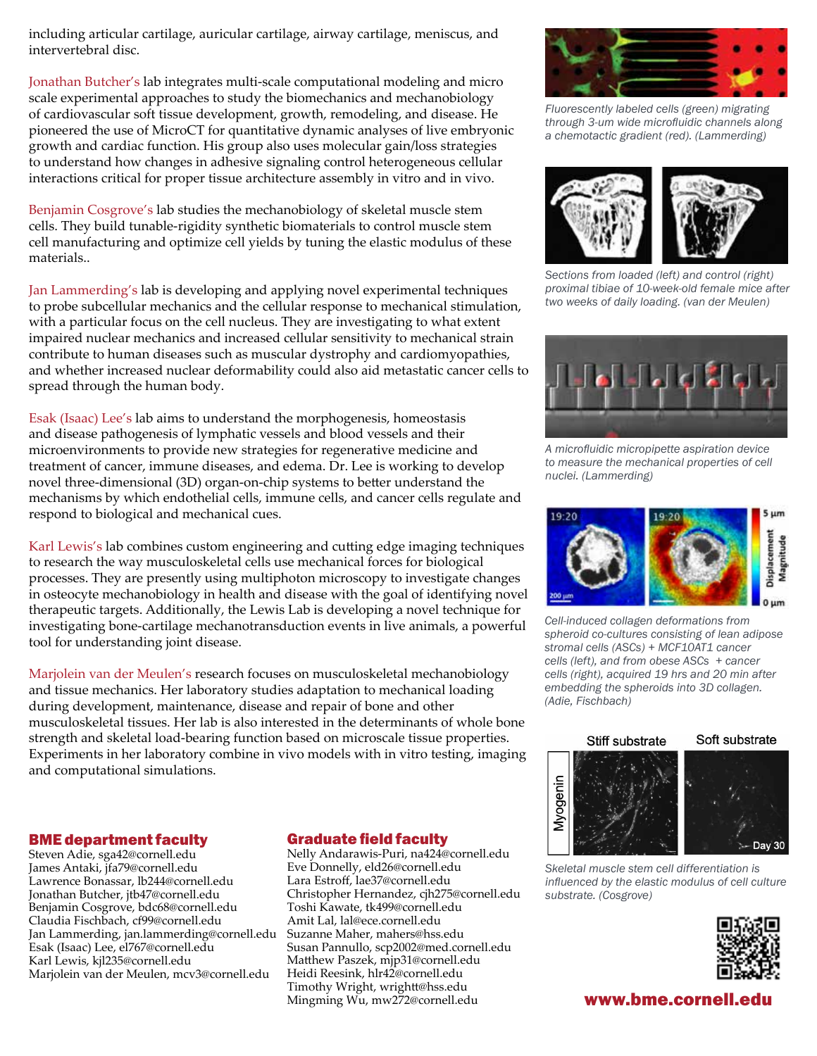including articular cartilage, auricular cartilage, airway cartilage, meniscus, and intervertebral disc.

Jonathan Butcher's lab integrates multi-scale computational modeling and micro scale experimental approaches to study the biomechanics and mechanobiology of cardiovascular soft tissue development, growth, remodeling, and disease. He pioneered the use of MicroCT for quantitative dynamic analyses of live embryonic growth and cardiac function. His group also uses molecular gain/loss strategies to understand how changes in adhesive signaling control heterogeneous cellular interactions critical for proper tissue architecture assembly in vitro and in vivo.

Benjamin Cosgrove's lab studies the mechanobiology of skeletal muscle stem cells. They build tunable-rigidity synthetic biomaterials to control muscle stem cell manufacturing and optimize cell yields by tuning the elastic modulus of these materials..

Jan Lammerding's lab is developing and applying novel experimental techniques to probe subcellular mechanics and the cellular response to mechanical stimulation, with a particular focus on the cell nucleus. They are investigating to what extent impaired nuclear mechanics and increased cellular sensitivity to mechanical strain contribute to human diseases such as muscular dystrophy and cardiomyopathies, and whether increased nuclear deformability could also aid metastatic cancer cells to spread through the human body.

Esak (Isaac) Lee's lab aims to understand the morphogenesis, homeostasis and disease pathogenesis of lymphatic vessels and blood vessels and their microenvironments to provide new strategies for regenerative medicine and treatment of cancer, immune diseases, and edema. Dr. Lee is working to develop novel three-dimensional (3D) organ-on-chip systems to better understand the mechanisms by which endothelial cells, immune cells, and cancer cells regulate and respond to biological and mechanical cues.

Karl Lewis's lab combines custom engineering and cutting edge imaging techniques to research the way musculoskeletal cells use mechanical forces for biological processes. They are presently using multiphoton microscopy to investigate changes in osteocyte mechanobiology in health and disease with the goal of identifying novel therapeutic targets. Additionally, the Lewis Lab is developing a novel technique for investigating bone-cartilage mechanotransduction events in live animals, a powerful tool for understanding joint disease.

Marjolein van der Meulen's research focuses on musculoskeletal mechanobiology and tissue mechanics. Her laboratory studies adaptation to mechanical loading during development, maintenance, disease and repair of bone and other musculoskeletal tissues. Her lab is also interested in the determinants of whole bone strength and skeletal load-bearing function based on microscale tissue properties. Experiments in her laboratory combine in vivo models with in vitro testing, imaging and computational simulations.

*Fluorescently labeled cells (green) migrating through 3-um wide microfluidic channels along a chemotactic gradient (red). (Lammerding)*

*Sections from loaded (left) and control (right) proximal tibiae of 10-week-old female mice after two weeks of daily loading. (van der Meulen)*

*A microfluidic micropipette aspiration device to measure the mechanical properties of cell nuclei. (Lammerding)*

19:20
19:20
200 µm
5 µm
Displacement Magnitude
0 µm

*Cell-induced collagen deformations from spheroid co-cultures consisting of lean adipose stromal cells (ASCs) + MCF10AT1 cancer cells (left), and from obese ASCs + cancer cells (right), acquired 19 hrs and 20 min after embedding the spheroids into 3D collagen. (Adie, Fischbach)*

Stiff substrate
Soft substrate
Myogenin
Day 30

*Skeletal muscle stem cell differentiation is influenced by the elastic modulus of cell culture substrate. (Cosgrove)*

## BME department faculty

Steven Adie, sga42@cornell.edu
James Antaki, jfa79@cornell.edu
Lawrence Bonassar, lb244@cornell.edu
Jonathan Butcher, jtb47@cornell.edu
Benjamin Cosgrove, bdc68@cornell.edu
Claudia Fischbach, cf99@cornell.edu
Jan Lammerding, jan.lammerding@cornell.edu
Esak (Isaac) Lee, el767@cornell.edu
Karl Lewis, kjl235@cornell.edu
Marjolein van der Meulen, mcv3@cornell.edu

## Graduate field faculty

Nelly Andarawis-Puri, na424@cornell.edu
Eve Donnelly, eld26@cornell.edu
Lara Estroff, lae37@cornell.edu
Christopher Hernandez, cjh275@cornell.edu
Toshi Kawate, tk499@cornell.edu
Amit Lal, lal@ece.cornell.edu
Suzanne Maher, mahers@hss.edu
Susan Pannullo, scp2002@med.cornell.edu
Matthew Paszek, mjp31@cornell.edu
Heidi Reesink, hlr42@cornell.edu
Timothy Wright, wrightt@hss.edu
Mingming Wu, mw272@cornell.edu

**www.bme.cornell.edu**